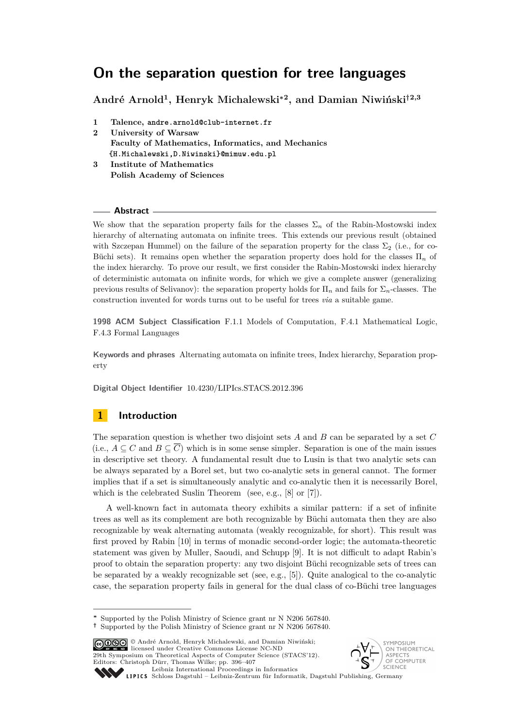# On the separation question for tree languages

**André Arnold[1], Henryk Michalewski[*2], and Damian Niwiński[†2,3]**

1. Talence, andre.arnold@club-internet.fr
2. University of Warsaw
   Faculty of Mathematics, Informatics, and Mechanics
   {H.Michalewski,D.Niwinski}@mimuw.edu.pl
3. Institute of Mathematics
   Polish Academy of Sciences

## Abstract

We show that the separation property fails for the classes $\Sigma_n$ of the Rabin-Mostowski index hierarchy of alternating automata on infinite trees. This extends our previous result (obtained with Szczepan Hummel) on the failure of the separation property for the class $\Sigma_2$ (i.e., for co-Büchi sets). It remains open whether the separation property does hold for the classes $\Pi_n$ of the index hierarchy. To prove our result, we first consider the Rabin-Mostowski index hierarchy of deterministic automata on infinite words, for which we give a complete answer (generalizing previous results of Selivanov): the separation property holds for $\Pi_n$ and fails for $\Sigma_n$-classes. The construction invented for words turns out to be useful for trees *via* a suitable game.

**1998 ACM Subject Classification** F.1.1 Models of Computation, F.4.1 Mathematical Logic, F.4.3 Formal Languages

**Keywords and phrases** Alternating automata on infinite trees, Index hierarchy, Separation property

**Digital Object Identifier** 10.4230/LIPIcs.STACS.2012.396

## 1 Introduction

The separation question is whether two disjoint sets $A$ and $B$ can be separated by a set $C$ (i.e., $A \subseteq C$ and $B \subseteq \overline{C}$) which is in some sense simpler. Separation is one of the main issues in descriptive set theory. A fundamental result due to Lusin is that two analytic sets can be always separated by a Borel set, but two co-analytic sets in general cannot. The former implies that if a set is simultaneously analytic and co-analytic then it is necessarily Borel, which is the celebrated Suslin Theorem (see, e.g., [8] or [7]).

A well-known fact in automata theory exhibits a similar pattern: if a set of infinite trees as well as its complement are both recognizable by Büchi automata then they are also recognizable by weak alternating automata (weakly recognizable, for short). This result was first proved by Rabin [10] in terms of monadic second-order logic; the automata-theoretic statement was given by Muller, Saoudi, and Schupp [9]. It is not difficult to adapt Rabin's proof to obtain the separation property: any two disjoint Büchi recognizable sets of trees can be separated by a weakly recognizable set (see, e.g., [5]). Quite analogical to the co-analytic case, the separation property fails in general for the dual class of co-Büchi tree languages

[*] Supported by the Polish Ministry of Science grant nr N N206 567840.
[†] Supported by the Polish Ministry of Science grant nr N N206 567840.

© André Arnold, Henryk Michalewski, and Damian Niwiński; licensed under Creative Commons License NC-ND
29th Symposium on Theoretical Aspects of Computer Science (STACS'12).
Editors: Christoph Dürr, Thomas Wilke; pp. 396–407
Leibniz International Proceedings in Informatics
Schloss Dagstuhl – Leibniz-Zentrum für Informatik, Dagstuhl Publishing, Germany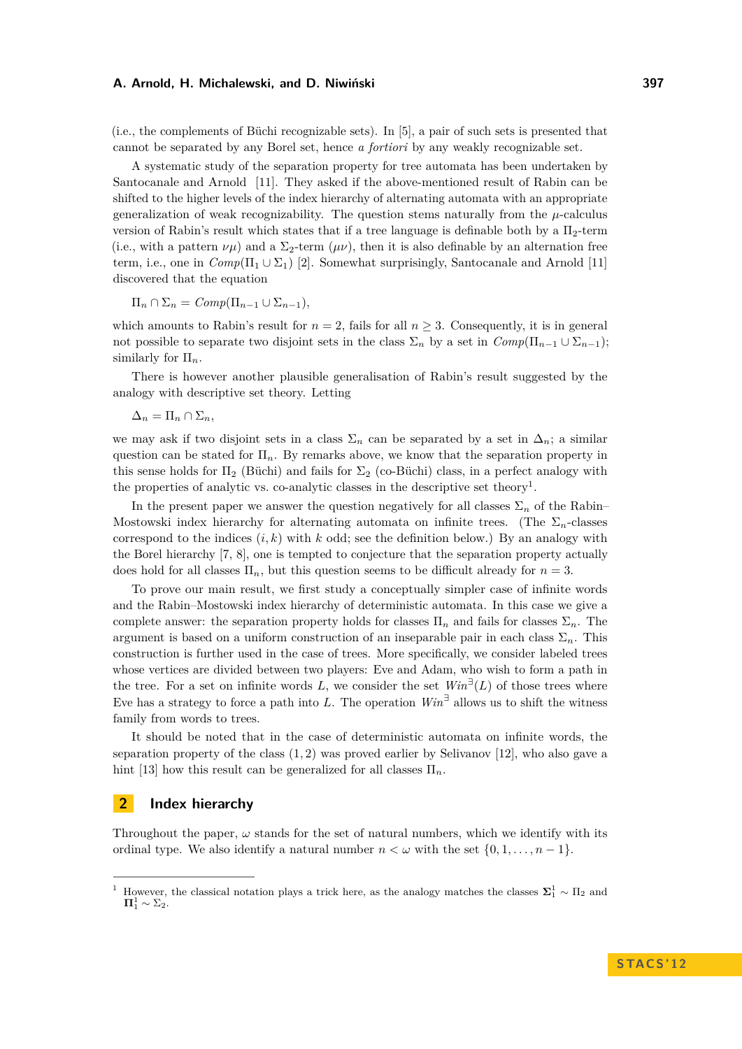(i.e., the complements of Büchi recognizable sets). In [5], a pair of such sets is presented that cannot be separated by any Borel set, hence *a fortiori* by any weakly recognizable set.

A systematic study of the separation property for tree automata has been undertaken by Santocanale and Arnold [11]. They asked if the above-mentioned result of Rabin can be shifted to the higher levels of the index hierarchy of alternating automata with an appropriate generalization of weak recognizability. The question stems naturally from the $\mu$-calculus version of Rabin's result which states that if a tree language is definable both by a $\Pi_2$-term (i.e., with a pattern $\nu\mu$) and a $\Sigma_2$-term ($\mu\nu$), then it is also definable by an alternation free term, i.e., one in $\mathit{Comp}(\Pi_1 \cup \Sigma_1)$ [2]. Somewhat surprisingly, Santocanale and Arnold [11] discovered that the equation

$$\Pi_n \cap \Sigma_n = \mathit{Comp}(\Pi_{n-1} \cup \Sigma_{n-1}),$$

which amounts to Rabin's result for $n = 2$, fails for all $n \geq 3$. Consequently, it is in general not possible to separate two disjoint sets in the class $\Sigma_n$ by a set in $\mathit{Comp}(\Pi_{n-1} \cup \Sigma_{n-1})$; similarly for $\Pi_n$.

There is however another plausible generalisation of Rabin's result suggested by the analogy with descriptive set theory. Letting

$$\Delta_n = \Pi_n \cap \Sigma_n,$$

we may ask if two disjoint sets in a class $\Sigma_n$ can be separated by a set in $\Delta_n$; a similar question can be stated for $\Pi_n$. By remarks above, we know that the separation property in this sense holds for $\Pi_2$ (Büchi) and fails for $\Sigma_2$ (co-Büchi) class, in a perfect analogy with the properties of analytic vs. co-analytic classes in the descriptive set theory[1].

In the present paper we answer the question negatively for all classes $\Sigma_n$ of the Rabin–Mostowski index hierarchy for alternating automata on infinite trees. (The $\Sigma_n$-classes correspond to the indices $(i, k)$ with $k$ odd; see the definition below.) By an analogy with the Borel hierarchy [7, 8], one is tempted to conjecture that the separation property actually does hold for all classes $\Pi_n$, but this question seems to be difficult already for $n = 3$.

To prove our main result, we first study a conceptually simpler case of infinite words and the Rabin–Mostowski index hierarchy of deterministic automata. In this case we give a complete answer: the separation property holds for classes $\Pi_n$ and fails for classes $\Sigma_n$. The argument is based on a uniform construction of an inseparable pair in each class $\Sigma_n$. This construction is further used in the case of trees. More specifically, we consider labeled trees whose vertices are divided between two players: Eve and Adam, who wish to form a path in the tree. For a set on infinite words $L$, we consider the set $\mathit{Win}^{\exists}(L)$ of those trees where Eve has a strategy to force a path into $L$. The operation $\mathit{Win}^{\exists}$ allows us to shift the witness family from words to trees.

It should be noted that in the case of deterministic automata on infinite words, the separation property of the class $(1, 2)$ was proved earlier by Selivanov [12], who also gave a hint [13] how this result can be generalized for all classes $\Pi_n$.

## 2 Index hierarchy

Throughout the paper, $\omega$ stands for the set of natural numbers, which we identify with its ordinal type. We also identify a natural number $n < \omega$ with the set $\{0, 1, \ldots, n-1\}$.

[1] However, the classical notation plays a trick here, as the analogy matches the classes $\mathbf{\Sigma}^1_1 \sim \Pi_2$ and $\mathbf{\Pi}^1_1 \sim \Sigma_2$.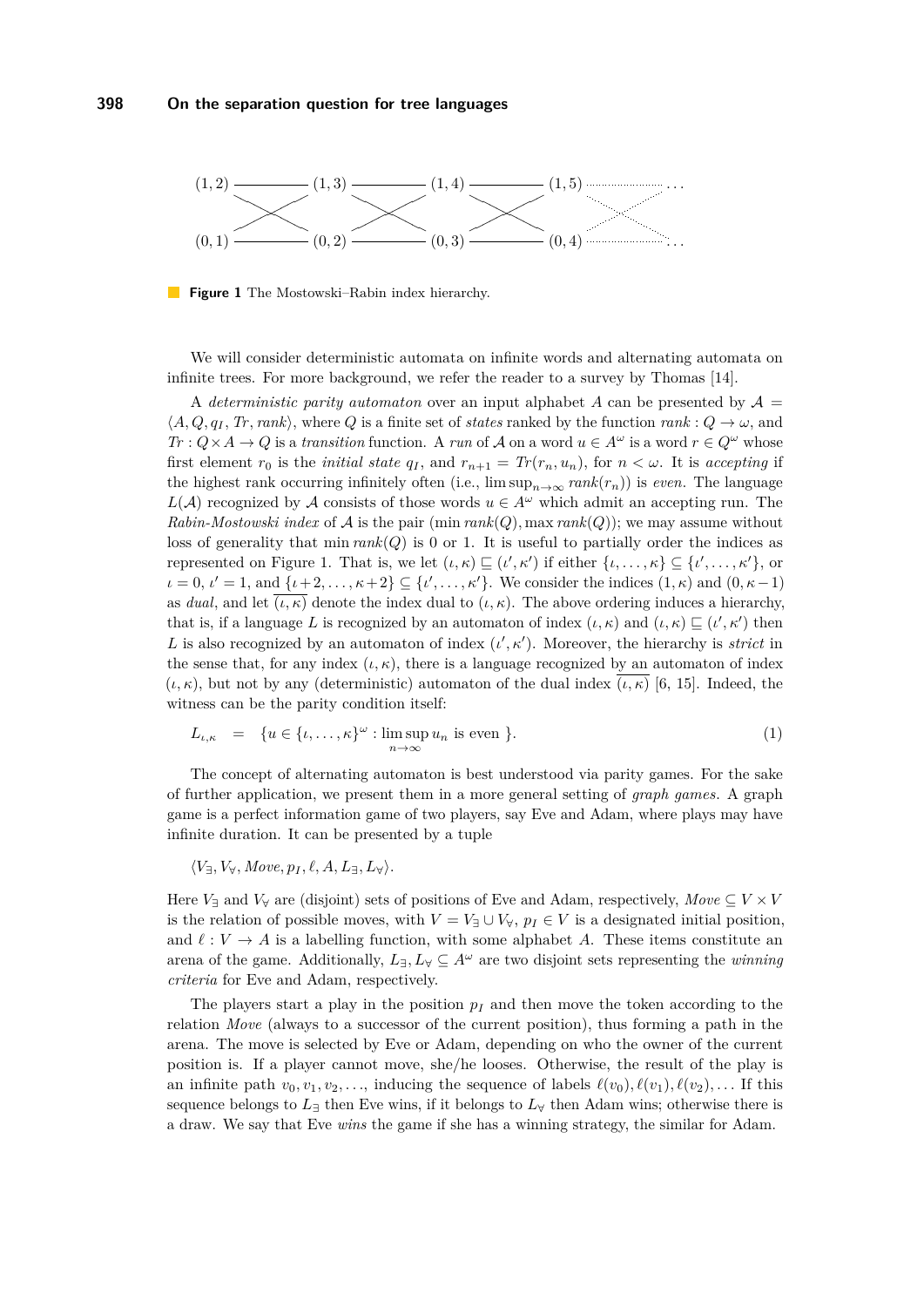$(1,2)$ — $(1,3)$ — $(1,4)$ — $(1,5)$ ...

$(0,1)$ — $(0,2)$ — $(0,3)$ — $(0,4)$ ...

**Figure 1** The Mostowski–Rabin index hierarchy.

We will consider deterministic automata on infinite words and alternating automata on infinite trees. For more background, we refer the reader to a survey by Thomas [14].

A *deterministic parity automaton* over an input alphabet $A$ can be presented by $\mathcal{A} = \langle A, Q, q_I, Tr, rank \rangle$, where $Q$ is a finite set of *states* ranked by the function $rank : Q \to \omega$, and $Tr : Q \times A \to Q$ is a *transition* function. A *run* of $\mathcal{A}$ on a word $u \in A^\omega$ is a word $r \in Q^\omega$ whose first element $r_0$ is the *initial state* $q_I$, and $r_{n+1} = Tr(r_n, u_n)$, for $n < \omega$. It is *accepting* if the highest rank occurring infinitely often (i.e., $\limsup_{n\to\infty} rank(r_n)$) is *even*. The language $L(\mathcal{A})$ recognized by $\mathcal{A}$ consists of those words $u \in A^\omega$ which admit an accepting run. The *Rabin-Mostowski index* of $\mathcal{A}$ is the pair $(\min rank(Q), \max rank(Q))$; we may assume without loss of generality that $\min rank(Q)$ is 0 or 1. It is useful to partially order the indices as represented on Figure 1. That is, we let $(\iota, \kappa) \sqsubseteq (\iota', \kappa')$ if either $\{\iota, \ldots, \kappa\} \subseteq \{\iota', \ldots, \kappa'\}$, or $\iota = 0$, $\iota' = 1$, and $\{\iota+2, \ldots, \kappa+2\} \subseteq \{\iota', \ldots, \kappa'\}$. We consider the indices $(1, \kappa)$ and $(0, \kappa - 1)$ as *dual*, and let $\overline{(\iota, \kappa)}$ denote the index dual to $(\iota, \kappa)$. The above ordering induces a hierarchy, that is, if a language $L$ is recognized by an automaton of index $(\iota, \kappa)$ and $(\iota, \kappa) \sqsubseteq (\iota', \kappa')$ then $L$ is also recognized by an automaton of index $(\iota', \kappa')$. Moreover, the hierarchy is *strict* in the sense that, for any index $(\iota, \kappa)$, there is a language recognized by an automaton of index $(\iota, \kappa)$, but not by any (deterministic) automaton of the dual index $\overline{(\iota, \kappa)}$ [6, 15]. Indeed, the witness can be the parity condition itself:

$$L_{\iota,\kappa} \quad = \quad \{u \in \{\iota, \ldots, \kappa\}^\omega : \limsup_{n\to\infty} u_n \text{ is even } \}. \tag{1}$$

The concept of alternating automaton is best understood via parity games. For the sake of further application, we present them in a more general setting of *graph games*. A graph game is a perfect information game of two players, say Eve and Adam, where plays may have infinite duration. It can be presented by a tuple

$$\langle V_\exists, V_\forall, Move, p_I, \ell, A, L_\exists, L_\forall \rangle.$$

Here $V_\exists$ and $V_\forall$ are (disjoint) sets of positions of Eve and Adam, respectively, $Move \subseteq V \times V$ is the relation of possible moves, with $V = V_\exists \cup V_\forall$, $p_I \in V$ is a designated initial position, and $\ell : V \to A$ is a labelling function, with some alphabet $A$. These items constitute an arena of the game. Additionally, $L_\exists, L_\forall \subseteq A^\omega$ are two disjoint sets representing the *winning criteria* for Eve and Adam, respectively.

The players start a play in the position $p_I$ and then move the token according to the relation *Move* (always to a successor of the current position), thus forming a path in the arena. The move is selected by Eve or Adam, depending on who the owner of the current position is. If a player cannot move, she/he looses. Otherwise, the result of the play is an infinite path $v_0, v_1, v_2, \ldots$, inducing the sequence of labels $\ell(v_0), \ell(v_1), \ell(v_2), \ldots$ If this sequence belongs to $L_\exists$ then Eve wins, if it belongs to $L_\forall$ then Adam wins; otherwise there is a draw. We say that Eve *wins* the game if she has a winning strategy, the similar for Adam.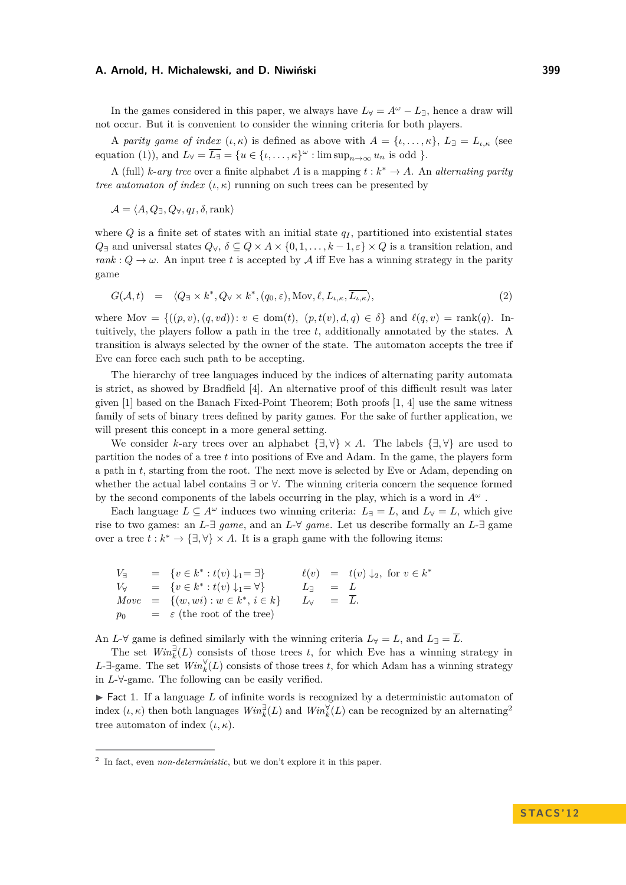In the games considered in this paper, we always have $L_\forall = A^\omega - L_\exists$, hence a draw will not occur. But it is convenient to consider the winning criteria for both players.

A *parity game of index* $(\iota,\kappa)$ is defined as above with $A = \{\iota,\ldots,\kappa\}$, $L_\exists = L_{\iota,\kappa}$ (see equation (1)), and $L_\forall = \overline{L_\exists} = \{u \in \{\iota,\ldots,\kappa\}^\omega : \limsup_{n\to\infty} u_n \text{ is odd }\}$.

A (full) *k-ary tree* over a finite alphabet $A$ is a mapping $t : k^* \to A$. An *alternating parity tree automaton of index* $(\iota,\kappa)$ running on such trees can be presented by

$$\mathcal{A} = \langle A, Q_\exists, Q_\forall, q_I, \delta, \mathrm{rank}\rangle$$

where $Q$ is a finite set of states with an initial state $q_I$, partitioned into existential states $Q_\exists$ and universal states $Q_\forall$, $\delta \subseteq Q \times A \times \{0,1,\ldots,k-1,\varepsilon\} \times Q$ is a transition relation, and $rank : Q \to \omega$. An input tree $t$ is accepted by $\mathcal{A}$ iff Eve has a winning strategy in the parity game

$$G(\mathcal{A},t) \quad = \quad \langle Q_\exists \times k^*, Q_\forall \times k^*, (q_0,\varepsilon), \mathrm{Mov}, \ell, L_{\iota,\kappa}, \overline{L_{\iota,\kappa}}\rangle, \tag{2}$$

where $\mathrm{Mov} = \{((p,v),(q,vd)) : v \in \mathrm{dom}(t),\ (p,t(v),d,q) \in \delta\}$ and $\ell(q,v) = \mathrm{rank}(q)$. Intuitively, the players follow a path in the tree $t$, additionally annotated by the states. A transition is always selected by the owner of the state. The automaton accepts the tree if Eve can force each such path to be accepting.

The hierarchy of tree languages induced by the indices of alternating parity automata is strict, as showed by Bradfield [4]. An alternative proof of this difficult result was later given [1] based on the Banach Fixed-Point Theorem; Both proofs [1, 4] use the same witness family of sets of binary trees defined by parity games. For the sake of further application, we will present this concept in a more general setting.

We consider $k$-ary trees over an alphabet $\{\exists,\forall\} \times A$. The labels $\{\exists,\forall\}$ are used to partition the nodes of a tree $t$ into positions of Eve and Adam. In the game, the players form a path in $t$, starting from the root. The next move is selected by Eve or Adam, depending on whether the actual label contains $\exists$ or $\forall$. The winning criteria concern the sequence formed by the second components of the labels occurring in the play, which is a word in $A^\omega$.

Each language $L \subseteq A^\omega$ induces two winning criteria: $L_\exists = L$, and $L_\forall = L$, which give rise to two games: an *$L$-$\exists$ game*, and an *$L$-$\forall$ game*. Let us describe formally an $L$-$\exists$ game over a tree $t : k^* \to \{\exists,\forall\} \times A$. It is a graph game with the following items:

$$\begin{array}{lcl@{\qquad}lcl}
V_\exists & = & \{v \in k^* : t(v)\downarrow_1 = \exists\} & \ell(v) & = & t(v)\downarrow_2, \text{ for } v \in k^* \\
V_\forall & = & \{v \in k^* : t(v)\downarrow_1 = \forall\} & L_\exists & = & L \\
Move & = & \{(w,wi) : w \in k^*,\ i \in k\} & L_\forall & = & \overline{L}. \\
p_0 & = & \varepsilon \text{ (the root of the tree)} & & &
\end{array}$$

An $L$-$\forall$ game is defined similarly with the winning criteria $L_\forall = L$, and $L_\exists = \overline{L}$.

The set $Win_k^\exists(L)$ consists of those trees $t$, for which Eve has a winning strategy in $L$-$\exists$-game. The set $Win_k^\forall(L)$ consists of those trees $t$, for which Adam has a winning strategy in $L$-$\forall$-game. The following can be easily verified.

▶ Fact 1. If a language $L$ of infinite words is recognized by a deterministic automaton of index $(\iota,\kappa)$ then both languages $Win_k^\exists(L)$ and $Win_k^\forall(L)$ can be recognized by an alternating[2] tree automaton of index $(\iota,\kappa)$.

---

[2] In fact, even *non-deterministic*, but we don't explore it in this paper.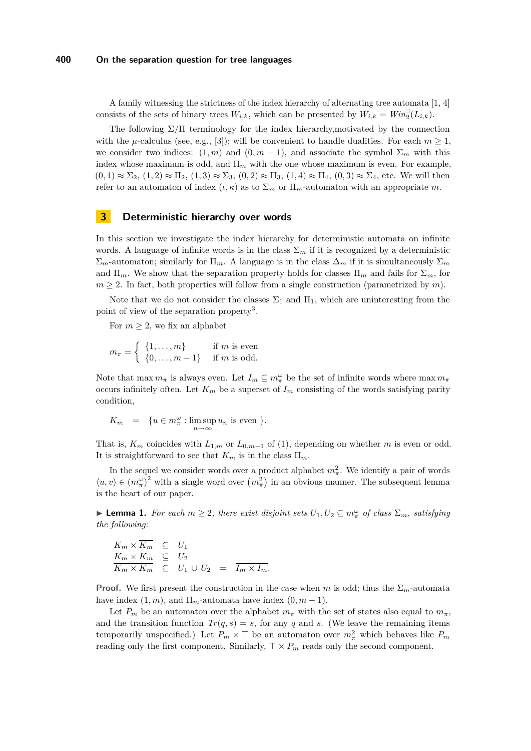A family witnessing the strictness of the index hierarchy of alternating tree automata [1, 4] consists of the sets of binary trees $W_{i,k}$, which can be presented by $W_{i,k} = Win_2^{\exists}(L_{i,k})$.

The following $\Sigma/\Pi$ terminology for the index hierarchy,motivated by the connection with the $\mu$-calculus (see, e.g., [3]); will be convenient to handle dualities. For each $m \geq 1$, we consider two indices: $(1, m)$ and $(0, m-1)$, and associate the symbol $\Sigma_m$ with this index whose maximum is odd, and $\Pi_m$ with the one whose maximum is even. For example, $(0,1) \approx \Sigma_2$, $(1,2) \approx \Pi_2$, $(1,3) \approx \Sigma_3$, $(0,2) \approx \Pi_3$, $(1,4) \approx \Pi_4$, $(0,3) \approx \Sigma_4$, etc. We will then refer to an automaton of index $(\iota, \kappa)$ as to $\Sigma_m$ or $\Pi_m$-automaton with an appropriate $m$.

## 3 Deterministic hierarchy over words

In this section we investigate the index hierarchy for deterministic automata on infinite words. A language of infinite words is in the class $\Sigma_m$ if it is recognized by a deterministic $\Sigma_m$-automaton; similarly for $\Pi_m$. A language is in the class $\Delta_m$ if it is simultaneously $\Sigma_m$ and $\Pi_m$. We show that the separation property holds for classes $\Pi_m$ and fails for $\Sigma_m$, for $m \geq 2$. In fact, both properties will follow from a single construction (parametrized by $m$).

Note that we do not consider the classes $\Sigma_1$ and $\Pi_1$, which are uninteresting from the point of view of the separation property[3].

For $m \geq 2$, we fix an alphabet

$$m_\pi = \begin{cases} \{1, \ldots, m\} & \text{if } m \text{ is even} \\ \{0, \ldots, m-1\} & \text{if } m \text{ is odd.} \end{cases}$$

Note that $\max m_\pi$ is always even. Let $I_m \subseteq m_\pi^\omega$ be the set of infinite words where $\max m_\pi$ occurs infinitely often. Let $K_m$ be a superset of $I_m$ consisting of the words satisfying parity condition,

$$K_m \quad = \quad \{u \in m_\pi^\omega : \limsup_{n \to \infty} u_n \text{ is even } \}.$$

That is, $K_m$ coincides with $L_{1,m}$ or $L_{0,m-1}$ of (1), depending on whether $m$ is even or odd. It is straightforward to see that $K_m$ is in the class $\Pi_m$.

In the sequel we consider words over a product alphabet $m_\pi^2$. We identify a pair of words $\langle u, v \rangle \in (m_\pi^\omega)^2$ with a single word over $(m_\pi^2)$ in an obvious manner. The subsequent lemma is the heart of our paper.

▶ **Lemma 1.** *For each $m \geq 2$, there exist disjoint sets $U_1, U_2 \subseteq m_\pi^\omega$ of class $\Sigma_m$, satisfying the following:*

$$\begin{aligned} K_m \times \overline{K_m} &\subseteq U_1 \\ \overline{K_m} \times K_m &\subseteq U_2 \\ \overline{K_m \times K_m} &\subseteq U_1 \cup U_2 = \overline{I_m \times I_m}. \end{aligned}$$

**Proof.** We first present the construction in the case when $m$ is odd; thus the $\Sigma_m$-automata have index $(1, m)$, and $\Pi_m$-automata have index $(0, m-1)$.

Let $P_m$ be an automaton over the alphabet $m_\pi$ with the set of states also equal to $m_\pi$, and the transition function $Tr(q, s) = s$, for any $q$ and $s$. (We leave the remaining items temporarily unspecified.) Let $P_m \times \top$ be an automaton over $m_\pi^2$ which behaves like $P_m$ reading only the first component. Similarly, $\top \times P_m$ reads only the second component.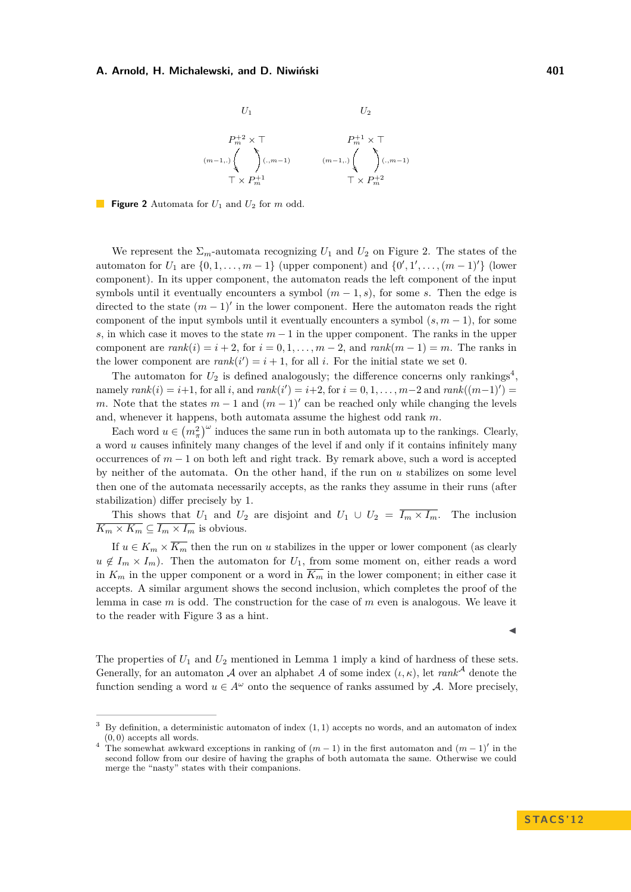$U_1$ $U_2$

$P_m^{+2} \times \top$ $P_m^{+1} \times \top$

$(m-1,.)$ $(.,m-1)$ $(m-1,.)$ $(.,m-1)$

$\top \times P_m^{+1}$ $\top \times P_m^{+2}$

**Figure 2** Automata for $U_1$ and $U_2$ for $m$ odd.

We represent the $\Sigma_m$-automata recognizing $U_1$ and $U_2$ on Figure 2. The states of the automaton for $U_1$ are $\{0, 1, \dots, m-1\}$ (upper component) and $\{0', 1', \dots, (m-1)'\}$ (lower component). In its upper component, the automaton reads the left component of the input symbols until it eventually encounters a symbol $(m-1, s)$, for some $s$. Then the edge is directed to the state $(m-1)'$ in the lower component. Here the automaton reads the right component of the input symbols until it eventually encounters a symbol $(s, m-1)$, for some $s$, in which case it moves to the state $m-1$ in the upper component. The ranks in the upper component are $rank(i) = i+2$, for $i = 0, 1, \dots, m-2$, and $rank(m-1) = m$. The ranks in the lower component are $rank(i') = i+1$, for all $i$. For the initial state we set 0.

The automaton for $U_2$ is defined analogously; the difference concerns only rankings[4], namely $rank(i) = i+1$, for all $i$, and $rank(i') = i+2$, for $i = 0, 1, \dots, m-2$ and $rank((m-1)') = m$. Note that the states $m-1$ and $(m-1)'$ can be reached only while changing the levels and, whenever it happens, both automata assume the highest odd rank $m$.

Each word $u \in \left(m_\pi^2\right)^\omega$ induces the same run in both automata up to the rankings. Clearly, a word $u$ causes infinitely many changes of the level if and only if it contains infinitely many occurrences of $m-1$ on both left and right track. By remark above, such a word is accepted by neither of the automata. On the other hand, if the run on $u$ stabilizes on some level then one of the automata necessarily accepts, as the ranks they assume in their runs (after stabilization) differ precisely by 1.

This shows that $U_1$ and $U_2$ are disjoint and $U_1 \cup U_2 = \overline{I_m \times I_m}$. The inclusion $\overline{K_m \times K_m} \subseteq \overline{I_m \times I_m}$ is obvious.

If $u \in K_m \times \overline{K_m}$ then the run on $u$ stabilizes in the upper or lower component (as clearly $u \notin I_m \times I_m$). Then the automaton for $U_1$, from some moment on, either reads a word in $K_m$ in the upper component or a word in $\overline{K_m}$ in the lower component; in either case it accepts. A similar argument shows the second inclusion, which completes the proof of the lemma in case $m$ is odd. The construction for the case of $m$ even is analogous. We leave it to the reader with Figure 3 as a hint.

◀

The properties of $U_1$ and $U_2$ mentioned in Lemma 1 imply a kind of hardness of these sets. Generally, for an automaton $\mathcal{A}$ over an alphabet $A$ of some index $(\iota, \kappa)$, let $rank^{\mathcal{A}}$ denote the function sending a word $u \in A^\omega$ onto the sequence of ranks assumed by $\mathcal{A}$. More precisely,

---

[3] By definition, a deterministic automaton of index $(1,1)$ accepts no words, and an automaton of index $(0,0)$ accepts all words.

[4] The somewhat awkward exceptions in ranking of $(m-1)$ in the first automaton and $(m-1)'$ in the second follow from our desire of having the graphs of both automata the same. Otherwise we could merge the "nasty" states with their companions.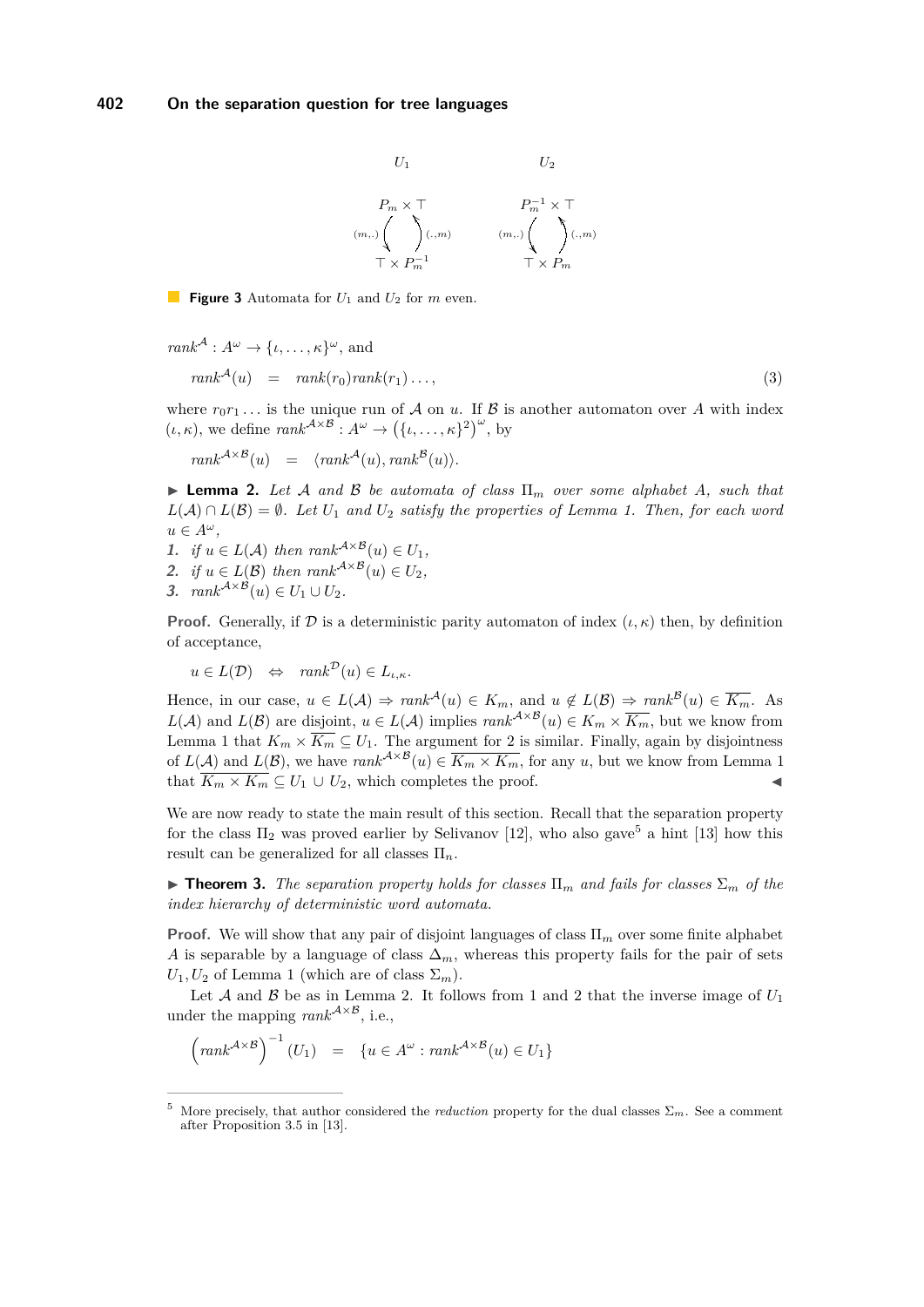$U_1$ $U_2$

$P_m \times \top$ $P_m^{-1} \times \top$

$(m,.)$ $(.,m)$ $(m,.)$ $(.,m)$

$\top \times P_m^{-1}$ $\top \times P_m$

**Figure 3** Automata for $U_1$ and $U_2$ for $m$ even.

$rank^{\mathcal{A}} : A^\omega \to \{\iota, \dots, \kappa\}^\omega$, and

$$rank^{\mathcal{A}}(u) \quad = \quad rank(r_0) rank(r_1) \dots, \tag{3}$$

where $r_0 r_1 \dots$ is the unique run of $\mathcal{A}$ on $u$. If $\mathcal{B}$ is another automaton over $A$ with index $(\iota, \kappa)$, we define $rank^{\mathcal{A}\times\mathcal{B}} : A^\omega \to \left(\{\iota, \dots, \kappa\}^2\right)^\omega$, by

$$rank^{\mathcal{A}\times\mathcal{B}}(u) \quad = \quad \langle rank^{\mathcal{A}}(u), rank^{\mathcal{B}}(u) \rangle.$$

▶ **Lemma 2.** *Let $\mathcal{A}$ and $\mathcal{B}$ be automata of class $\Pi_m$ over some alphabet $A$, such that $L(\mathcal{A}) \cap L(\mathcal{B}) = \emptyset$. Let $U_1$ and $U_2$ satisfy the properties of Lemma 1. Then, for each word $u \in A^\omega$,*

1. *if $u \in L(\mathcal{A})$ then $rank^{\mathcal{A}\times\mathcal{B}}(u) \in U_1$,*
2. *if $u \in L(\mathcal{B})$ then $rank^{\mathcal{A}\times\mathcal{B}}(u) \in U_2$,*
3. *$rank^{\mathcal{A}\times\mathcal{B}}(u) \in U_1 \cup U_2$.*

**Proof.** Generally, if $\mathcal{D}$ is a deterministic parity automaton of index $(\iota, \kappa)$ then, by definition of acceptance,

$$u \in L(\mathcal{D}) \quad \Leftrightarrow \quad rank^{\mathcal{D}}(u) \in L_{\iota,\kappa}.$$

Hence, in our case, $u \in L(\mathcal{A}) \Rightarrow rank^{\mathcal{A}}(u) \in K_m$, and $u \notin L(\mathcal{B}) \Rightarrow rank^{\mathcal{B}}(u) \in \overline{K_m}$. As $L(\mathcal{A})$ and $L(\mathcal{B})$ are disjoint, $u \in L(\mathcal{A})$ implies $rank^{\mathcal{A}\times\mathcal{B}}(u) \in K_m \times \overline{K_m}$, but we know from Lemma 1 that $K_m \times \overline{K_m} \subseteq U_1$. The argument for 2 is similar. Finally, again by disjointness of $L(\mathcal{A})$ and $L(\mathcal{B})$, we have $rank^{\mathcal{A}\times\mathcal{B}}(u) \in \overline{K_m \times K_m}$, for any $u$, but we know from Lemma 1 that $\overline{K_m \times K_m} \subseteq U_1 \cup U_2$, which completes the proof. ◀

We are now ready to state the main result of this section. Recall that the separation property for the class $\Pi_2$ was proved earlier by Selivanov [12], who also gave[5] a hint [13] how this result can be generalized for all classes $\Pi_n$.

▶ **Theorem 3.** *The separation property holds for classes $\Pi_m$ and fails for classes $\Sigma_m$ of the index hierarchy of deterministic word automata.*

**Proof.** We will show that any pair of disjoint languages of class $\Pi_m$ over some finite alphabet $A$ is separable by a language of class $\Delta_m$, whereas this property fails for the pair of sets $U_1, U_2$ of Lemma 1 (which are of class $\Sigma_m$).

Let $\mathcal{A}$ and $\mathcal{B}$ be as in Lemma 2. It follows from 1 and 2 that the inverse image of $U_1$ under the mapping $rank^{\mathcal{A}\times\mathcal{B}}$, i.e.,

$$\left(rank^{\mathcal{A}\times\mathcal{B}}\right)^{-1}(U_1) \quad = \quad \{u \in A^\omega : rank^{\mathcal{A}\times\mathcal{B}}(u) \in U_1\}$$

[5] More precisely, that author considered the *reduction* property for the dual classes $\Sigma_m$. See a comment after Proposition 3.5 in [13].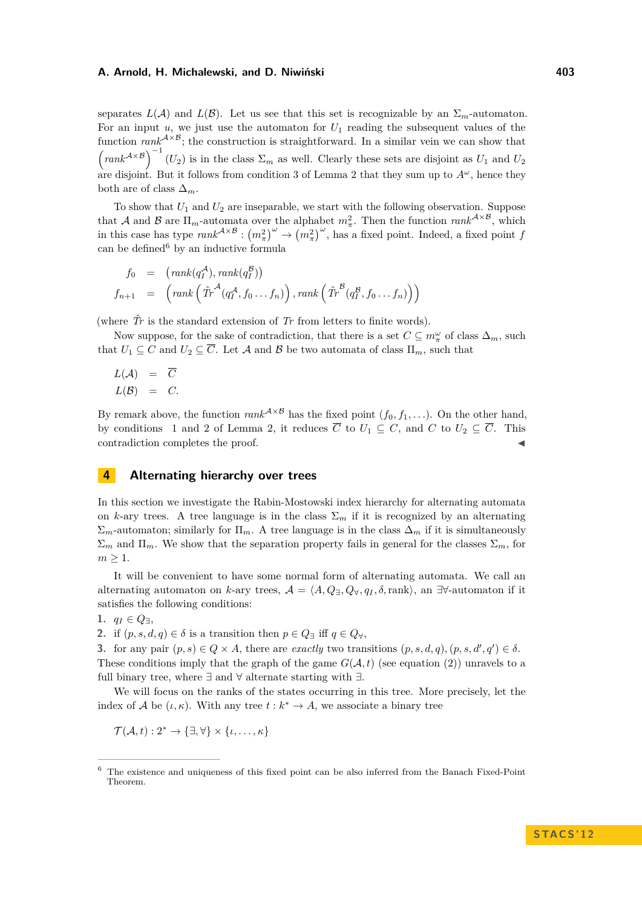separates $L(\mathcal{A})$ and $L(\mathcal{B})$. Let us see that this set is recognizable by an $\Sigma_m$-automaton. For an input $u$, we just use the automaton for $U_1$ reading the subsequent values of the function $rank^{\mathcal{A}\times\mathcal{B}}$; the construction is straightforward. In a similar vein we can show that $\left(rank^{\mathcal{A}\times\mathcal{B}}\right)^{-1}(U_2)$ is in the class $\Sigma_m$ as well. Clearly these sets are disjoint as $U_1$ and $U_2$ are disjoint. But it follows from condition 3 of Lemma 2 that they sum up to $A^\omega$, hence they both are of class $\Delta_m$.

To show that $U_1$ and $U_2$ are inseparable, we start with the following observation. Suppose that $\mathcal{A}$ and $\mathcal{B}$ are $\Pi_m$-automata over the alphabet $m_\pi^2$. Then the function $rank^{\mathcal{A}\times\mathcal{B}}$, which in this case has type $rank^{\mathcal{A}\times\mathcal{B}} : \left(m_\pi^2\right)^\omega \to \left(m_\pi^2\right)^\omega$, has a fixed point. Indeed, a fixed point $f$ can be defined[6] by an inductive formula

$$
\begin{aligned}
f_0 &= \left(rank(q_I^{\mathcal{A}}), rank(q_I^{\mathcal{B}})\right)\\
f_{n+1} &= \left(rank\left(\hat{Tr}^{\mathcal{A}}(q_I^{\mathcal{A}}, f_0 \dots f_n)\right), rank\left(\hat{Tr}^{\mathcal{B}}(q_I^{\mathcal{B}}, f_0 \dots f_n)\right)\right)
\end{aligned}
$$

(where $\hat{Tr}$ is the standard extension of $Tr$ from letters to finite words).

Now suppose, for the sake of contradiction, that there is a set $C \subseteq m_\pi^\omega$ of class $\Delta_m$, such that $U_1 \subseteq C$ and $U_2 \subseteq \overline{C}$. Let $\mathcal{A}$ and $\mathcal{B}$ be two automata of class $\Pi_m$, such that

$$
\begin{aligned}
L(\mathcal{A}) &= \overline{C}\\
L(\mathcal{B}) &= C.
\end{aligned}
$$

By remark above, the function $rank^{\mathcal{A}\times\mathcal{B}}$ has the fixed point $(f_0, f_1, \dots)$. On the other hand, by conditions 1 and 2 of Lemma 2, it reduces $\overline{C}$ to $U_1 \subseteq C$, and $C$ to $U_2 \subseteq \overline{C}$. This contradiction completes the proof. ◀

## 4 Alternating hierarchy over trees

In this section we investigate the Rabin-Mostowski index hierarchy for alternating automata on $k$-ary trees. A tree language is in the class $\Sigma_m$ if it is recognized by an alternating $\Sigma_m$-automaton; similarly for $\Pi_m$. A tree language is in the class $\Delta_m$ if it is simultaneously $\Sigma_m$ and $\Pi_m$. We show that the separation property fails in general for the classes $\Sigma_m$, for $m \geq 1$.

It will be convenient to have some normal form of alternating automata. We call an alternating automaton on $k$-ary trees, $\mathcal{A} = \langle A, Q_\exists, Q_\forall, q_I, \delta, \mathrm{rank}\rangle$, an $\exists\forall$-automaton if it satisfies the following conditions:

1. $q_I \in Q_\exists$,
2. if $(p, s, d, q) \in \delta$ is a transition then $p \in Q_\exists$ iff $q \in Q_\forall$,
3. for any pair $(p, s) \in Q \times A$, there are *exactly* two transitions $(p, s, d, q), (p, s, d', q') \in \delta$.

These conditions imply that the graph of the game $G(\mathcal{A}, t)$ (see equation (2)) unravels to a full binary tree, where $\exists$ and $\forall$ alternate starting with $\exists$.

We will focus on the ranks of the states occurring in this tree. More precisely, let the index of $\mathcal{A}$ be $(\iota, \kappa)$. With any tree $t : k^* \to A$, we associate a binary tree

$$
\mathcal{T}(\mathcal{A}, t) : 2^* \to \{\exists, \forall\} \times \{\iota, \dots, \kappa\}
$$

[6] The existence and uniqueness of this fixed point can be also inferred from the Banach Fixed-Point Theorem.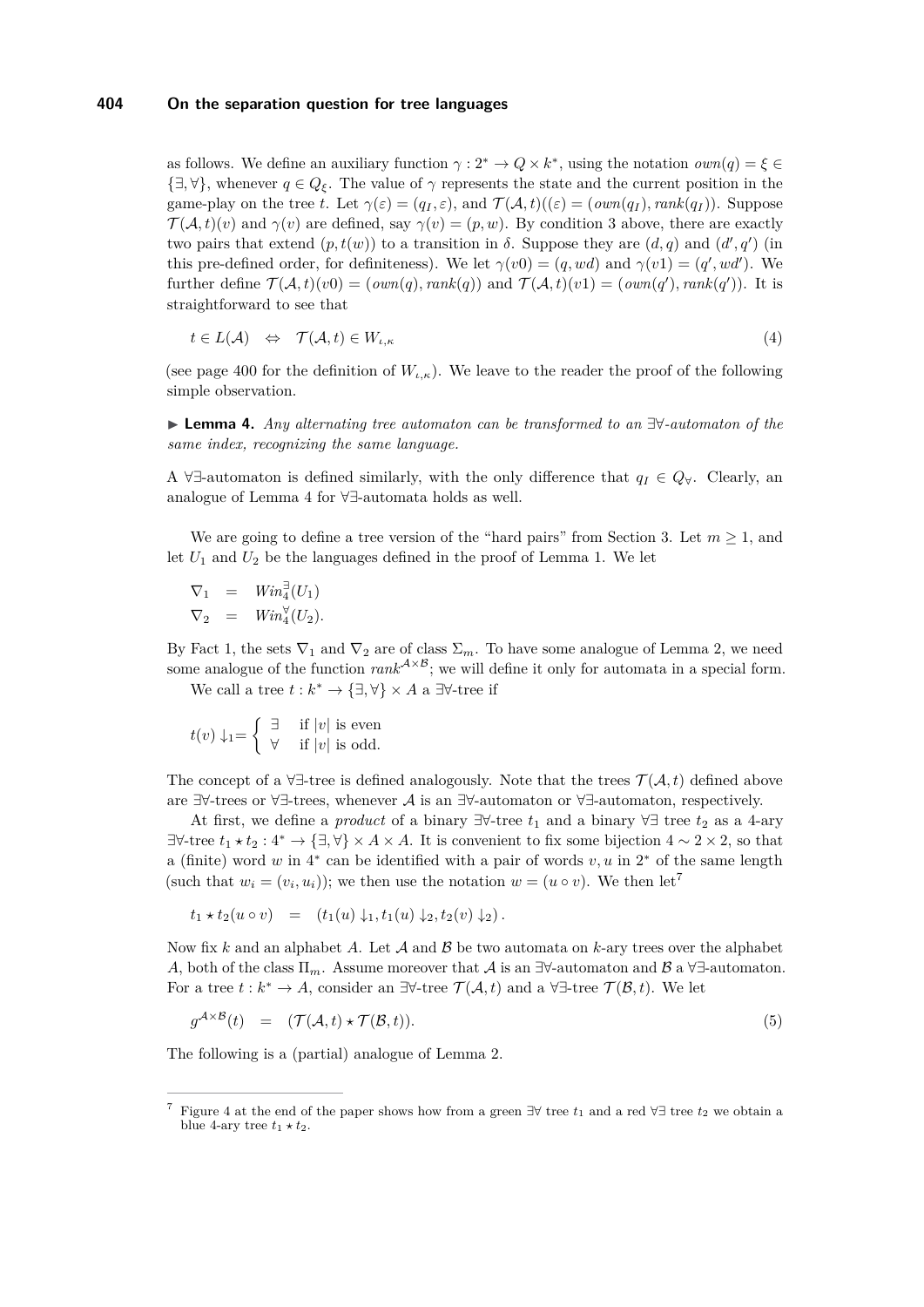as follows. We define an auxiliary function $\gamma : 2^* \to Q \times k^*$, using the notation $own(q) = \xi \in \{\exists, \forall\}$, whenever $q \in Q_\xi$. The value of $\gamma$ represents the state and the current position in the game-play on the tree $t$. Let $\gamma(\varepsilon) = (q_I, \varepsilon)$, and $\mathcal{T}(\mathcal{A}, t)((\varepsilon) = (own(q_I), rank(q_I))$. Suppose $\mathcal{T}(\mathcal{A}, t)(v)$ and $\gamma(v)$ are defined, say $\gamma(v) = (p, w)$. By condition 3 above, there are exactly two pairs that extend $(p, t(w))$ to a transition in $\delta$. Suppose they are $(d, q)$ and $(d', q')$ (in this pre-defined order, for definiteness). We let $\gamma(v0) = (q, wd)$ and $\gamma(v1) = (q', wd')$. We further define $\mathcal{T}(\mathcal{A}, t)(v0) = (own(q), rank(q))$ and $\mathcal{T}(\mathcal{A}, t)(v1) = (own(q'), rank(q'))$. It is straightforward to see that

$$t \in L(\mathcal{A}) \quad \Leftrightarrow \quad \mathcal{T}(\mathcal{A}, t) \in W_{\iota,\kappa} \tag{4}$$

(see page 400 for the definition of $W_{\iota,\kappa}$). We leave to the reader the proof of the following simple observation.

▶ **Lemma 4.** *Any alternating tree automaton can be transformed to an* $\exists\forall$*-automaton of the same index, recognizing the same language.*

A $\forall\exists$-automaton is defined similarly, with the only difference that $q_I \in Q_\forall$. Clearly, an analogue of Lemma 4 for $\forall\exists$-automata holds as well.

We are going to define a tree version of the "hard pairs" from Section 3. Let $m \geq 1$, and let $U_1$ and $U_2$ be the languages defined in the proof of Lemma 1. We let

$$\nabla_1 = Win_4^{\exists}(U_1)$$
$$\nabla_2 = Win_4^{\forall}(U_2).$$

By Fact 1, the sets $\nabla_1$ and $\nabla_2$ are of class $\Sigma_m$. To have some analogue of Lemma 2, we need some analogue of the function $rank^{\mathcal{A}\times\mathcal{B}}$; we will define it only for automata in a special form.

We call a tree $t : k^* \to \{\exists, \forall\} \times A$ a $\exists\forall$-tree if

$$t(v)\downarrow_1 = \begin{cases} \exists & \text{if } |v| \text{ is even} \\ \forall & \text{if } |v| \text{ is odd.} \end{cases}$$

The concept of a $\forall\exists$-tree is defined analogously. Note that the trees $\mathcal{T}(\mathcal{A}, t)$ defined above are $\exists\forall$-trees or $\forall\exists$-trees, whenever $\mathcal{A}$ is an $\exists\forall$-automaton or $\forall\exists$-automaton, respectively.

At first, we define a *product* of a binary $\exists\forall$-tree $t_1$ and a binary $\forall\exists$ tree $t_2$ as a 4-ary $\exists\forall$-tree $t_1 \star t_2 : 4^* \to \{\exists, \forall\} \times A \times A$. It is convenient to fix some bijection $4 \sim 2 \times 2$, so that a (finite) word $w$ in $4^*$ can be identified with a pair of words $v, u$ in $2^*$ of the same length (such that $w_i = (v_i, u_i)$); we then use the notation $w = (u \circ v)$. We then let[7]

$$t_1 \star t_2(u \circ v) \quad = \quad (t_1(u)\downarrow_1, t_1(u)\downarrow_2, t_2(v)\downarrow_2).$$

Now fix $k$ and an alphabet $A$. Let $\mathcal{A}$ and $\mathcal{B}$ be two automata on $k$-ary trees over the alphabet $A$, both of the class $\Pi_m$. Assume moreover that $\mathcal{A}$ is an $\exists\forall$-automaton and $\mathcal{B}$ a $\forall\exists$-automaton. For a tree $t : k^* \to A$, consider an $\exists\forall$-tree $\mathcal{T}(\mathcal{A}, t)$ and a $\forall\exists$-tree $\mathcal{T}(\mathcal{B}, t)$. We let

$$g^{\mathcal{A}\times\mathcal{B}}(t) \quad = \quad (\mathcal{T}(\mathcal{A}, t) \star \mathcal{T}(\mathcal{B}, t)). \tag{5}$$

The following is a (partial) analogue of Lemma 2.

---

[7] Figure 4 at the end of the paper shows how from a green $\exists\forall$ tree $t_1$ and a red $\forall\exists$ tree $t_2$ we obtain a blue 4-ary tree $t_1 \star t_2$.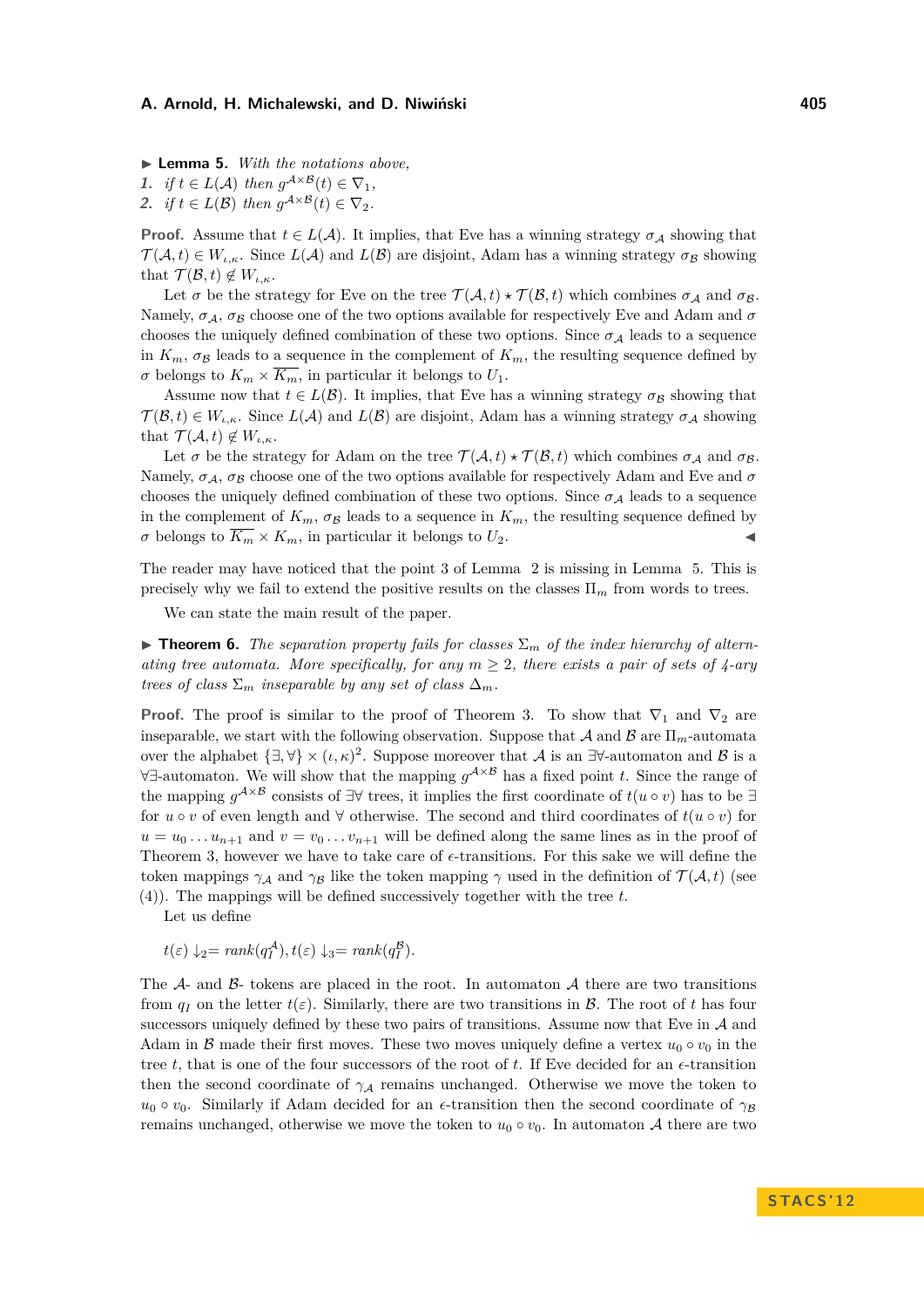▶ **Lemma 5.** *With the notations above,*

1. *if $t \in L(\mathcal{A})$ then $g^{\mathcal{A}\times\mathcal{B}}(t) \in \nabla_1$,*
2. *if $t \in L(\mathcal{B})$ then $g^{\mathcal{A}\times\mathcal{B}}(t) \in \nabla_2$.*

**Proof.** Assume that $t \in L(\mathcal{A})$. It implies, that Eve has a winning strategy $\sigma_{\mathcal{A}}$ showing that $\mathcal{T}(\mathcal{A}, t) \in W_{\iota,\kappa}$. Since $L(\mathcal{A})$ and $L(\mathcal{B})$ are disjoint, Adam has a winning strategy $\sigma_{\mathcal{B}}$ showing that $\mathcal{T}(\mathcal{B}, t) \notin W_{\iota,\kappa}$.

Let $\sigma$ be the strategy for Eve on the tree $\mathcal{T}(\mathcal{A}, t) \star \mathcal{T}(\mathcal{B}, t)$ which combines $\sigma_{\mathcal{A}}$ and $\sigma_{\mathcal{B}}$. Namely, $\sigma_{\mathcal{A}}$, $\sigma_{\mathcal{B}}$ choose one of the two options available for respectively Eve and Adam and $\sigma$ chooses the uniquely defined combination of these two options. Since $\sigma_{\mathcal{A}}$ leads to a sequence in $K_m$, $\sigma_{\mathcal{B}}$ leads to a sequence in the complement of $K_m$, the resulting sequence defined by $\sigma$ belongs to $K_m \times \overline{K_m}$, in particular it belongs to $U_1$.

Assume now that $t \in L(\mathcal{B})$. It implies, that Eve has a winning strategy $\sigma_{\mathcal{B}}$ showing that $\mathcal{T}(\mathcal{B}, t) \in W_{\iota,\kappa}$. Since $L(\mathcal{A})$ and $L(\mathcal{B})$ are disjoint, Adam has a winning strategy $\sigma_{\mathcal{A}}$ showing that $\mathcal{T}(\mathcal{A}, t) \notin W_{\iota,\kappa}$.

Let $\sigma$ be the strategy for Adam on the tree $\mathcal{T}(\mathcal{A}, t) \star \mathcal{T}(\mathcal{B}, t)$ which combines $\sigma_{\mathcal{A}}$ and $\sigma_{\mathcal{B}}$. Namely, $\sigma_{\mathcal{A}}$, $\sigma_{\mathcal{B}}$ choose one of the two options available for respectively Adam and Eve and $\sigma$ chooses the uniquely defined combination of these two options. Since $\sigma_{\mathcal{A}}$ leads to a sequence in the complement of $K_m$, $\sigma_{\mathcal{B}}$ leads to a sequence in $K_m$, the resulting sequence defined by $\sigma$ belongs to $\overline{K_m} \times K_m$, in particular it belongs to $U_2$. ◀

The reader may have noticed that the point 3 of Lemma 2 is missing in Lemma 5. This is precisely why we fail to extend the positive results on the classes $\Pi_m$ from words to trees.

We can state the main result of the paper.

▶ **Theorem 6.** *The separation property fails for classes $\Sigma_m$ of the index hierarchy of alternating tree automata. More specifically, for any $m \geq 2$, there exists a pair of sets of 4-ary trees of class $\Sigma_m$ inseparable by any set of class $\Delta_m$.*

**Proof.** The proof is similar to the proof of Theorem 3. To show that $\nabla_1$ and $\nabla_2$ are inseparable, we start with the following observation. Suppose that $\mathcal{A}$ and $\mathcal{B}$ are $\Pi_m$-automata over the alphabet $\{\exists, \forall\} \times (\iota, \kappa)^2$. Suppose moreover that $\mathcal{A}$ is an $\exists\forall$-automaton and $\mathcal{B}$ is a $\forall\exists$-automaton. We will show that the mapping $g^{\mathcal{A}\times\mathcal{B}}$ has a fixed point $t$. Since the range of the mapping $g^{\mathcal{A}\times\mathcal{B}}$ consists of $\exists\forall$ trees, it implies the first coordinate of $t(u \circ v)$ has to be $\exists$ for $u \circ v$ of even length and $\forall$ otherwise. The second and third coordinates of $t(u \circ v)$ for $u = u_0 \dots u_{n+1}$ and $v = v_0 \dots v_{n+1}$ will be defined along the same lines as in the proof of Theorem 3, however we have to take care of $\epsilon$-transitions. For this sake we will define the token mappings $\gamma_{\mathcal{A}}$ and $\gamma_{\mathcal{B}}$ like the token mapping $\gamma$ used in the definition of $\mathcal{T}(\mathcal{A}, t)$ (see (4)). The mappings will be defined successively together with the tree $t$.

Let us define

$$t(\varepsilon)\downarrow_2 = rank(q_I^{\mathcal{A}}), t(\varepsilon)\downarrow_3 = rank(q_I^{\mathcal{B}}).$$

The $\mathcal{A}$- and $\mathcal{B}$- tokens are placed in the root. In automaton $\mathcal{A}$ there are two transitions from $q_I$ on the letter $t(\varepsilon)$. Similarly, there are two transitions in $\mathcal{B}$. The root of $t$ has four successors uniquely defined by these two pairs of transitions. Assume now that Eve in $\mathcal{A}$ and Adam in $\mathcal{B}$ made their first moves. These two moves uniquely define a vertex $u_0 \circ v_0$ in the tree $t$, that is one of the four successors of the root of $t$. If Eve decided for an $\epsilon$-transition then the second coordinate of $\gamma_{\mathcal{A}}$ remains unchanged. Otherwise we move the token to $u_0 \circ v_0$. Similarly if Adam decided for an $\epsilon$-transition then the second coordinate of $\gamma_{\mathcal{B}}$ remains unchanged, otherwise we move the token to $u_0 \circ v_0$. In automaton $\mathcal{A}$ there are two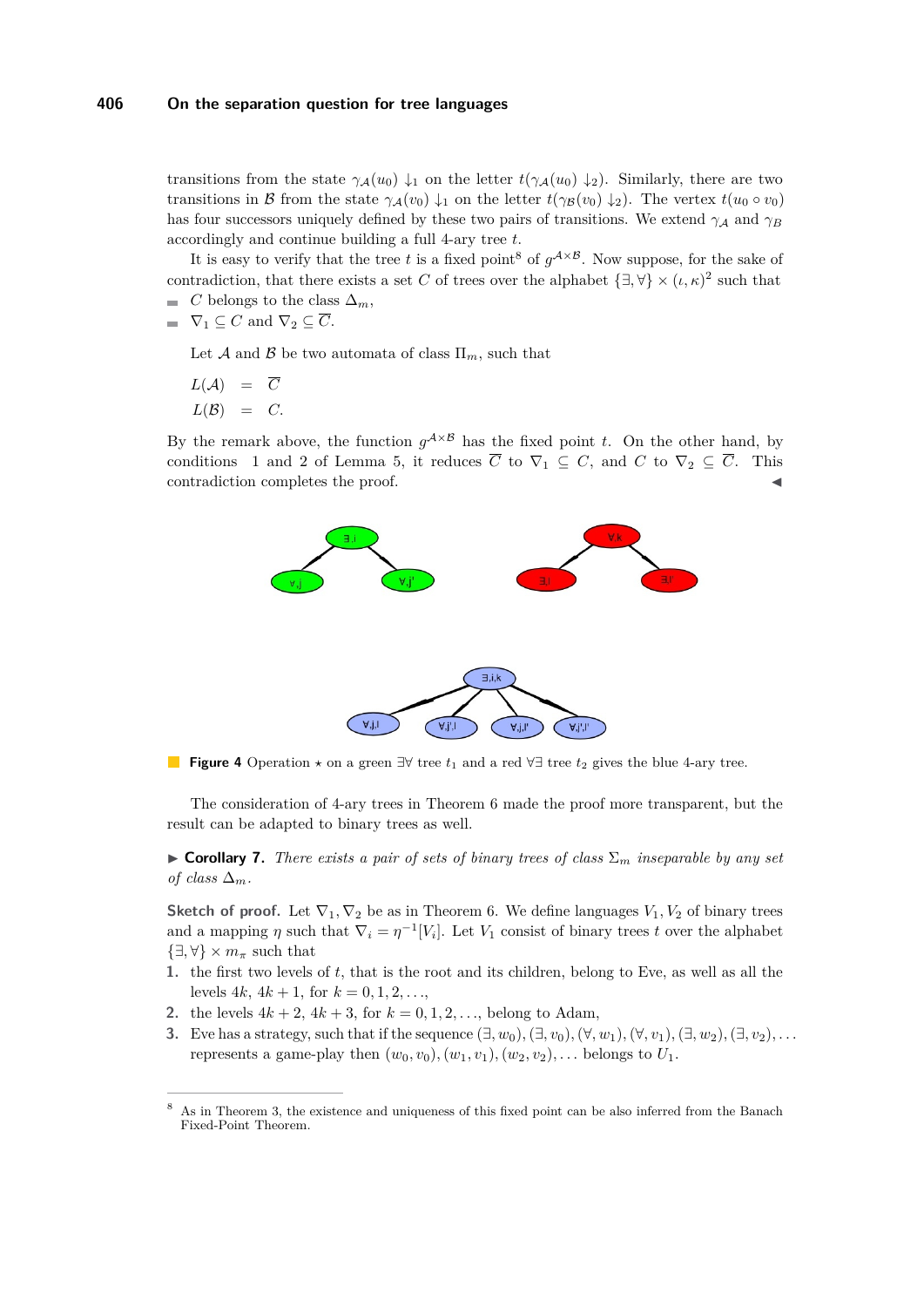transitions from the state $\gamma_{\mathcal{A}}(u_0) \downarrow_1$ on the letter $t(\gamma_{\mathcal{A}}(u_0) \downarrow_2)$. Similarly, there are two transitions in $\mathcal{B}$ from the state $\gamma_{\mathcal{A}}(v_0) \downarrow_1$ on the letter $t(\gamma_{\mathcal{B}}(v_0) \downarrow_2)$. The vertex $t(u_0 \circ v_0)$ has four successors uniquely defined by these two pairs of transitions. We extend $\gamma_{\mathcal{A}}$ and $\gamma_B$ accordingly and continue building a full 4-ary tree $t$.

It is easy to verify that the tree $t$ is a fixed point[8] of $g^{\mathcal{A}\times\mathcal{B}}$. Now suppose, for the sake of contradiction, that there exists a set $C$ of trees over the alphabet $\{\exists, \forall\} \times (\iota, \kappa)^2$ such that

- $C$ belongs to the class $\Delta_m$,
- $\nabla_1 \subseteq C$ and $\nabla_2 \subseteq \overline{C}$.

Let $\mathcal{A}$ and $\mathcal{B}$ be two automata of class $\Pi_m$, such that

$$
\begin{aligned}
L(\mathcal{A}) &= \overline{C} \\
L(\mathcal{B}) &= C.
\end{aligned}
$$

By the remark above, the function $g^{\mathcal{A}\times\mathcal{B}}$ has the fixed point $t$. On the other hand, by conditions 1 and 2 of Lemma 5, it reduces $\overline{C}$ to $\nabla_1 \subseteq C$, and $C$ to $\nabla_2 \subseteq \overline{C}$. This contradiction completes the proof. ◀

**Figure 4** Operation $\star$ on a green $\exists\forall$ tree $t_1$ and a red $\forall\exists$ tree $t_2$ gives the blue 4-ary tree.

The consideration of 4-ary trees in Theorem 6 made the proof more transparent, but the result can be adapted to binary trees as well.

▶ **Corollary 7.** *There exists a pair of sets of binary trees of class $\Sigma_m$ inseparable by any set of class $\Delta_m$.*

**Sketch of proof.** Let $\nabla_1, \nabla_2$ be as in Theorem 6. We define languages $V_1, V_2$ of binary trees and a mapping $\eta$ such that $\nabla_i = \eta^{-1}[V_i]$. Let $V_1$ consist of binary trees $t$ over the alphabet $\{\exists, \forall\} \times m_\pi$ such that

1. the first two levels of $t$, that is the root and its children, belong to Eve, as well as all the levels $4k$, $4k+1$, for $k = 0, 1, 2, \ldots$,
2. the levels $4k+2$, $4k+3$, for $k = 0, 1, 2, \ldots$, belong to Adam,
3. Eve has a strategy, such that if the sequence $(\exists, w_0), (\exists, v_0), (\forall, w_1), (\forall, v_1), (\exists, w_2), (\exists, v_2), \ldots$ represents a game-play then $(w_0, v_0), (w_1, v_1), (w_2, v_2), \ldots$ belongs to $U_1$.

[8] As in Theorem 3, the existence and uniqueness of this fixed point can be also inferred from the Banach Fixed-Point Theorem.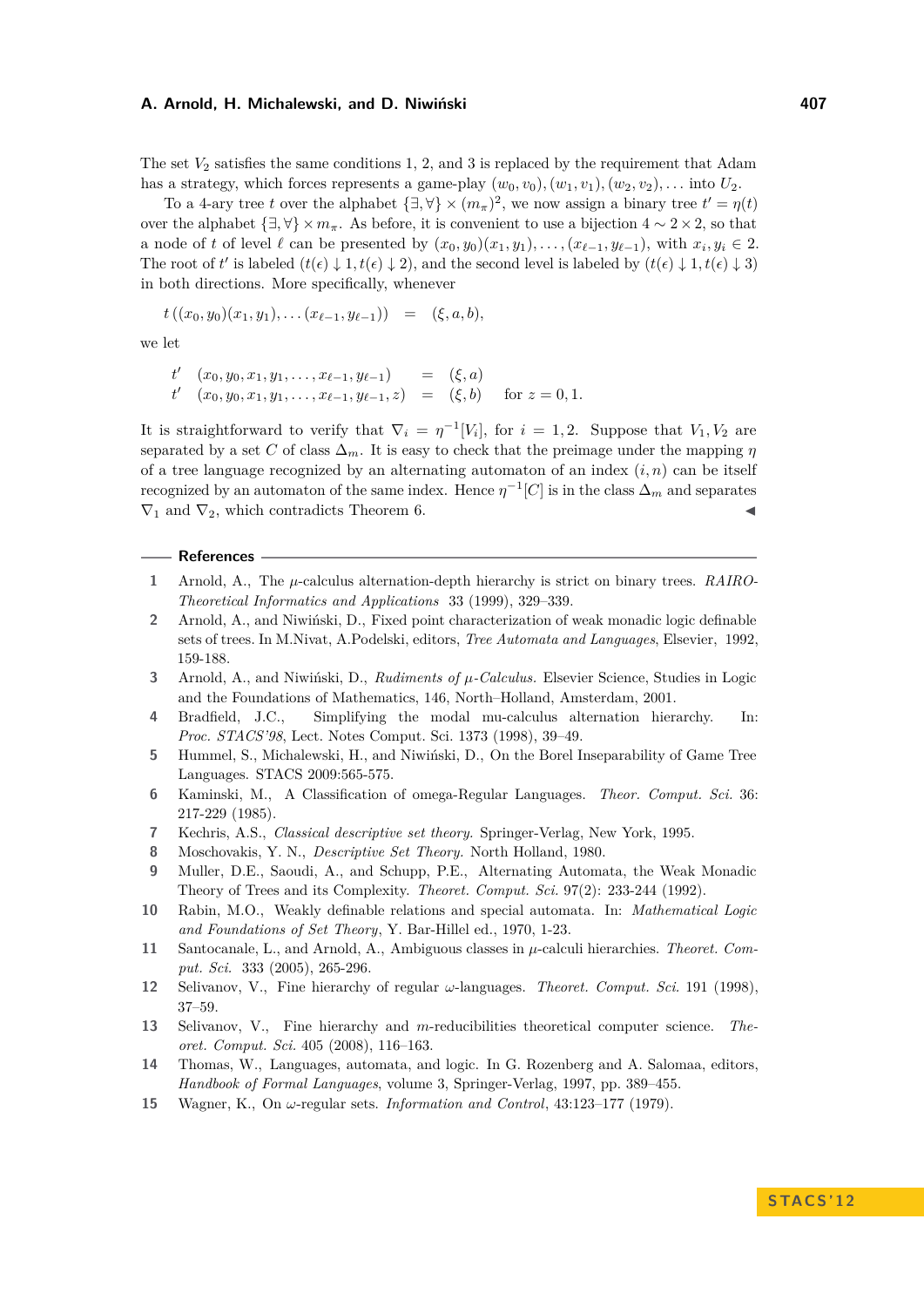The set $V_2$ satisfies the same conditions 1, 2, and 3 is replaced by the requirement that Adam has a strategy, which forces represents a game-play $(w_0, v_0), (w_1, v_1), (w_2, v_2), \ldots$ into $U_2$.

To a 4-ary tree $t$ over the alphabet $\{\exists, \forall\} \times (m_\pi)^2$, we now assign a binary tree $t' = \eta(t)$ over the alphabet $\{\exists, \forall\} \times m_\pi$. As before, it is convenient to use a bijection $4 \sim 2 \times 2$, so that a node of $t$ of level $\ell$ can be presented by $(x_0, y_0)(x_1, y_1), \ldots, (x_{\ell-1}, y_{\ell-1})$, with $x_i, y_i \in 2$. The root of $t'$ is labeled $(t(\epsilon) \downarrow 1, t(\epsilon) \downarrow 2)$, and the second level is labeled by $(t(\epsilon) \downarrow 1, t(\epsilon) \downarrow 3)$ in both directions. More specifically, whenever

$$t\left((x_0, y_0)(x_1, y_1), \ldots (x_{\ell-1}, y_{\ell-1})\right) \quad = \quad (\xi, a, b),$$

we let

$$\begin{aligned} t' \quad (x_0, y_0, x_1, y_1, \ldots, x_{\ell-1}, y_{\ell-1}) \quad &= \quad (\xi, a) \\ t' \quad (x_0, y_0, x_1, y_1, \ldots, x_{\ell-1}, y_{\ell-1}, z) \quad &= \quad (\xi, b) \qquad \text{for } z = 0, 1. \end{aligned}$$

It is straightforward to verify that $\nabla_i = \eta^{-1}[V_i]$, for $i = 1, 2$. Suppose that $V_1, V_2$ are separated by a set $C$ of class $\Delta_m$. It is easy to check that the preimage under the mapping $\eta$ of a tree language recognized by an alternating automaton of an index $(i, n)$ can be itself recognized by an automaton of the same index. Hence $\eta^{-1}[C]$ is in the class $\Delta_m$ and separates $\nabla_1$ and $\nabla_2$, which contradicts Theorem 6. ◀

## References

1. Arnold, A., The $\mu$-calculus alternation-depth hierarchy is strict on binary trees. *RAIRO-Theoretical Informatics and Applications* 33 (1999), 329–339.
2. Arnold, A., and Niwiński, D., Fixed point characterization of weak monadic logic definable sets of trees. In M.Nivat, A.Podelski, editors, *Tree Automata and Languages*, Elsevier, 1992, 159-188.
3. Arnold, A., and Niwiński, D., *Rudiments of $\mu$-Calculus.* Elsevier Science, Studies in Logic and the Foundations of Mathematics, 146, North–Holland, Amsterdam, 2001.
4. Bradfield, J.C., Simplifying the modal mu-calculus alternation hierarchy. In: *Proc. STACS'98*, Lect. Notes Comput. Sci. 1373 (1998), 39–49.
5. Hummel, S., Michalewski, H., and Niwiński, D., On the Borel Inseparability of Game Tree Languages. STACS 2009:565-575.
6. Kaminski, M., A Classification of omega-Regular Languages. *Theor. Comput. Sci.* 36: 217-229 (1985).
7. Kechris, A.S., *Classical descriptive set theory.* Springer-Verlag, New York, 1995.
8. Moschovakis, Y. N., *Descriptive Set Theory.* North Holland, 1980.
9. Muller, D.E., Saoudi, A., and Schupp, P.E., Alternating Automata, the Weak Monadic Theory of Trees and its Complexity. *Theoret. Comput. Sci.* 97(2): 233-244 (1992).
10. Rabin, M.O., Weakly definable relations and special automata. In: *Mathematical Logic and Foundations of Set Theory*, Y. Bar-Hillel ed., 1970, 1-23.
11. Santocanale, L., and Arnold, A., Ambiguous classes in $\mu$-calculi hierarchies. *Theoret. Comput. Sci.* 333 (2005), 265-296.
12. Selivanov, V., Fine hierarchy of regular $\omega$-languages. *Theoret. Comput. Sci.* 191 (1998), 37–59.
13. Selivanov, V., Fine hierarchy and $m$-reducibilities theoretical computer science. *Theoret. Comput. Sci.* 405 (2008), 116–163.
14. Thomas, W., Languages, automata, and logic. In G. Rozenberg and A. Salomaa, editors, *Handbook of Formal Languages*, volume 3, Springer-Verlag, 1997, pp. 389–455.
15. Wagner, K., On $\omega$-regular sets. *Information and Control*, 43:123–177 (1979).